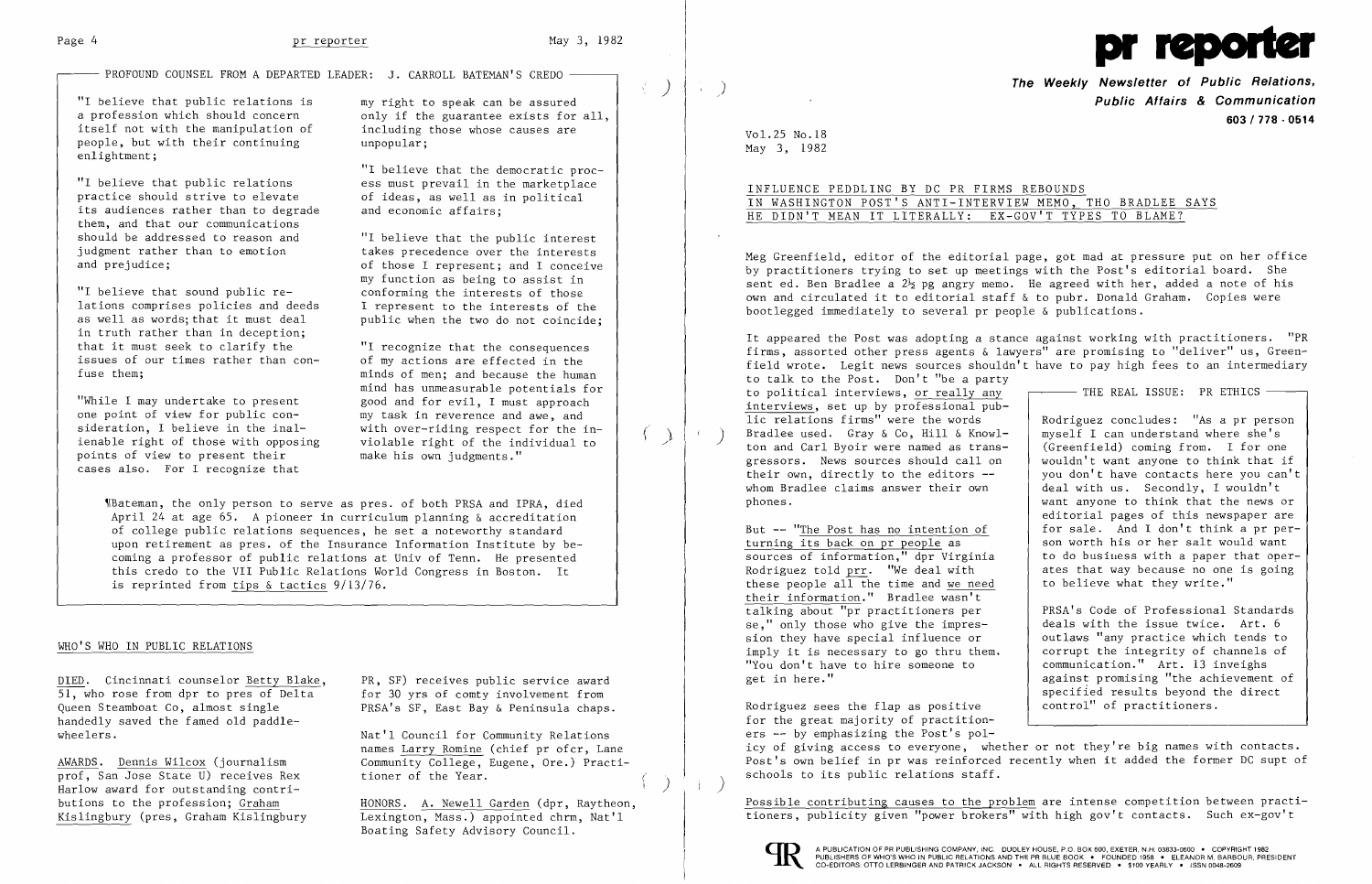## PROFOUND COUNSEL FROM A DEPARTED LEADER: J. CARROLL BATEMAN'S CREDO

"I believe that public relations is a profession which should concern itself not with the manipulation of people, but with their continuing enlightenment;

"I believe that public relations practice should strive to elevate its audiences rather than to degrade them, and that our communications should be addressed to reason and judgment rather than to emotion and prejudice;

"I believe that sound public relations comprises policies and deeds as well as words; that it must deal in truth rather than in deception; that it must seek to clarify the issues of our times rather than confuse them;

"While I may undertake to present one point of view for public consideration, I believe in the inalienable right of those with opposing points of view to present their cases also. For I recognize that my right to speak can be assured only if the guarantee exists for all, including those whose causes are unpopular;

"I believe that the democratic process must prevail in the marketplace of ideas, as well as in political and economic affairs;

"I believe that the public interest takes precedence over the interests of those I represent; and I conceive my function as being to assist in conforming the interests of those I represent to the interests of the public when the two do not coincide;

"I recognize that the consequences of my actions are effected in the minds of men; and because the human mind has unmeasurable potentials for good and for evil, I must approach my task in reverence and awe, and with over-riding respect for the inviolable right of the individual to make his own judgments."

¶Bateman, the only person to serve as pres. of both PRSA and IPRA, died April 24 at age 65. A pioneer in curriculum planning & accreditation of college public relations sequences, he set a noteworthy standard upon retirement as pres. of the Insurance Information Institute by becoming a professor of public relations at Univ of Tenn. He presented this credo to the VII Public Relations World Congress in Boston. It is reprinted from tips & tactics 9/13/76.

## WHO'S WHO IN PUBLIC RELATIONS

DIED. Cincinnati counselor Betty Blake, 51, who rose from dpr to pres of Delta Queen Steamboat Co, almost single handedly saved the famed old paddlewheelers.

AWARDS. Dennis Wilcox (journalism prof, San Jose State U) receives Rex Harlow award for outstanding contributions to the profession; Graham Kislingbury (pres, Graham Kislingbury PR, SF) receives public service award for 30 yrs of comty involvement from PRSA's SF, East Bay & Peninsula chaps.

Nat'l Council for Community Relations names Larry Romine (chief pr ofcr, Lane Community College, Eugene, Ore.) Practitioner of the Year.

HONORS. A. Newell Garden (dpr, Raytheon, Lexington, Mass.) appointed chrm, Nat'l Boating Safety Advisory Council.

# pr reporter

**The Weekly Newsletter of Public Relations, Public Affairs & Communication**

**603 / 778 - 0514**

Vol.25 No.18
May 3, 1982

## INFLUENCE PEDDLING BY DC PR FIRMS REBOUNDS IN WASHINGTON POST'S ANTI-INTERVIEW MEMO, THO BRADLEE SAYS HE DIDN'T MEAN IT LITERALLY: EX-GOV'T TYPES TO BLAME?

Meg Greenfield, editor of the editorial page, got mad at pressure put on her office by practitioners trying to set up meetings with the Post's editorial board. She sent ed. Ben Bradlee a 2½ pg angry memo. He agreed with her, added a note of his own and circulated it to editorial staff & to pubr. Donald Graham. Copies were bootlegged immediately to several pr people & publications.

It appeared the Post was adopting a stance against working with practitioners. "PR firms, assorted other press agents & lawyers" are promising to "deliver" us, Greenfield wrote. Legit news sources shouldn't have to pay high fees to an intermediary to talk to the Post. Don't "be a party to political interviews, or really any interviews, set up by professional public relations firms" were the words Bradlee used. Gray & Co, Hill & Knowlton and Carl Byoir were named as transgressors. News sources should call on their own, directly to the editors -- whom Bradlee claims answer their own phones.

But -- "The Post has no intention of turning its back on pr people as sources of information," dpr Virginia Rodriguez told prr. "We deal with these people all the time and we need their information." Bradlee wasn't talking about "pr practitioners per se," only those who give the impression they have special influence or imply it is necessary to go thru them. "You don't have to hire someone to get in here."

Rodriguez sees the flap as positive for the great majority of practitioners -- by emphasizing the Post's policy of giving access to everyone, whether or not they're big names with contacts. Post's own belief in pr was reinforced recently when it added the former DC supt of schools to its public relations staff.

### THE REAL ISSUE: PR ETHICS

Rodriguez concludes: "As a pr person myself I can understand where she's (Greenfield) coming from. I for one wouldn't want anyone to think that if you don't have contacts here you can't deal with us. Secondly, I wouldn't want anyone to think that the news or editorial pages of this newspaper are for sale. And I don't think a pr person worth his or her salt would want to do business with a paper that operates that way because no one is going to believe what they write."

PRSA's Code of Professional Standards deals with the issue twice. Art. 6 outlaws "any practice which tends to corrupt the integrity of channels of communication." Art. 13 inveighs against promising "the achievement of specified results beyond the direct control" of practitioners.

Possible contributing causes to the problem are intense competition between practitioners, publicity given "power brokers" with high gov't contacts. Such ex-gov't

A PUBLICATION OF PR PUBLISHING COMPANY, INC. DUDLEY HOUSE, P.O. BOX 600, EXETER, N.H. 03833-0600 • COPYRIGHT 1982
PUBLISHERS OF WHO'S WHO IN PUBLIC RELATIONS AND THE PR BLUE BOOK • FOUNDED 1958 • ELEANOR M. BARBOUR, PRESIDENT
CO-EDITORS: OTTO LERBINGER AND PATRICK JACKSON • ALL RIGHTS RESERVED • $100 YEARLY • ISSN 0048-2609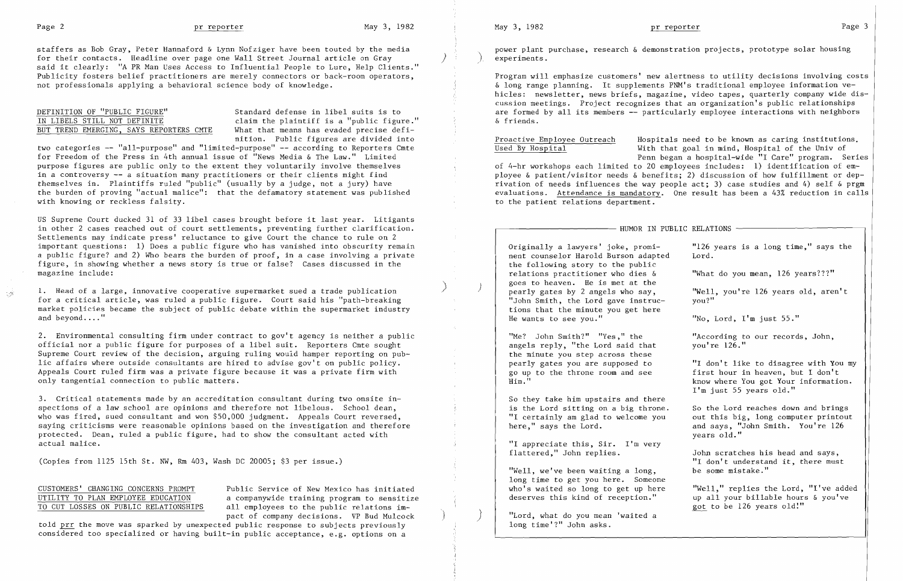staffers as Bob Gray, Peter Hannaford & Lynn Nofziger have been touted by the media for their contacts. Headline over page one Wall Street Journal article on Gray said it clearly: "A PR Man Uses Access to Influential People to Lure, Help Clients." Publicity fosters belief practitioners are merely connectors or back-room operators, not professionals applying a behavioral science body of knowledge.

## DEFINITION OF "PUBLIC FIGURE" IN LIBELS STILL NOT DEFINITE BUT TREND EMERGING, SAYS REPORTERS CMTE

Standard defense in libel suits is to claim the plaintiff is a "public figure." What that means has evaded precise definition. Public figures are divided into two categories -- "all-purpose" and "limited-purpose" -- according to Reporters Cmte for Freedom of the Press in 4th annual issue of "News Media & The Law." Limited purpose figures are public only to the extent they voluntarily involve themselves in a controversy -- a situation many practitioners or their clients might find themselves in. Plaintiffs ruled "public" (usually by a judge, not a jury) have the burden of proving "actual malice": that the defamatory statement was published with knowing or reckless falsity.

US Supreme Court ducked 31 of 33 libel cases brought before it last year. Litigants in other 2 cases reached out of court settlements, preventing further clarification. Settlements may indicate press' reluctance to give Court the chance to rule on 2 important questions: 1) Does a public figure who has vanished into obscurity remain a public figure? and 2) Who bears the burden of proof, in a case involving a private figure, in showing whether a news story is true or false? Cases discussed in the magazine include:

1. Head of a large, innovative cooperative supermarket sued a trade publication for a critical article, was ruled a public figure. Court said his "path-breaking market policies became the subject of public debate within the supermarket industry and beyond...."

2. Environmental consulting firm under contract to gov't agency is neither a public official nor a public figure for purposes of a libel suit. Reporters Cmte sought Supreme Court review of the decision, arguing ruling would hamper reporting on public affairs where outside consultants are hired to advise gov't on public policy. Appeals Court ruled firm was a private figure because it was a private firm with only tangential connection to public matters.

3. Critical statements made by an accreditation consultant during two onsite inspections of a law school are opinions and therefore not libelous. School dean, who was fired, sued consultant and won $50,000 judgment. Appeals Court reversed, saying criticisms were reasonable opinions based on the investigation and therefore protected. Dean, ruled a public figure, had to show the consultant acted with actual malice.

(Copies from 1125 15th St. NW, Rm 403, Wash DC 20005; $3 per issue.)

## CUSTOMERS' CHANGING CONCERNS PROMPT UTILITY TO PLAN EMPLOYEE EDUCATION TO CUT LOSSES ON PUBLIC RELATIONSHIPS

Public Service of New Mexico has initiated a companywide training program to sensitize all employees to the public relations impact of company decisions. VP Bud Mulcock told prr the move was sparked by unexpected public response to subjects previously considered too specialized or having built-in public acceptance, e.g. options on a power plant purchase, research & demonstration projects, prototype solar housing experiments.

Program will emphasize customers' new alertness to utility decisions involving costs & long range planning. It supplements PNM's traditional employee information vehicles: newsletter, news briefs, magazine, video tapes, quarterly company wide discussion meetings. Project recognizes that an organization's public relationships are formed by all its members -- particularly employee interactions with neighbors & friends.

## Proactive Employee Outreach Used By Hospital

Hospitals need to be known as caring institutions. With that goal in mind, Hospital of the Univ of Penn began a hospital-wide "I Care" program. Series of 4-hr workshops each limited to 20 employees includes: 1) identification of employee & patient/visitor needs & benefits; 2) discussion of how fulfillment or deprivation of needs influences the way people act; 3) case studies and 4) self & prgm evaluations. Attendance is mandatory. One result has been a 43% reduction in calls to the patient relations department.

## HUMOR IN PUBLIC RELATIONS

Originally a lawyers' joke, prominent counselor Harold Burson adapted the following story to the public relations practitioner who dies & goes to heaven. He is met at the pearly gates by 2 angels who say, "John Smith, the Lord gave instructions that the minute you get here He wants to see you."

"Me? John Smith?" "Yes," the angels reply, "the Lord said that the minute you step across these pearly gates you are supposed to go up to the throne room and see Him."

So they take him upstairs and there is the Lord sitting on a big throne. "I certainly am glad to welcome you here," says the Lord.

"I appreciate this, Sir. I'm very flattered," John replies.

"Well, we've been waiting a long, long time to get you here. Someone who's waited so long to get up here deserves this kind of reception."

"Lord, what do you mean 'waited a long time'?" John asks.

"126 years is a long time," says the Lord.

"What do you mean, 126 years???"

"Well, you're 126 years old, aren't you?"

"No, Lord, I'm just 55."

"According to our records, John, you're 126."

"I don't like to disagree with You my first hour in heaven, but I don't know where You got Your information. I'm just 55 years old."

So the Lord reaches down and brings out this big, long computer printout and says, "John Smith. You're 126 years old."

John scratches his head and says, "I don't understand it, there must be some mistake."

"Well," replies the Lord, "I've added up all your billable hours & you've got to be 126 years old!"